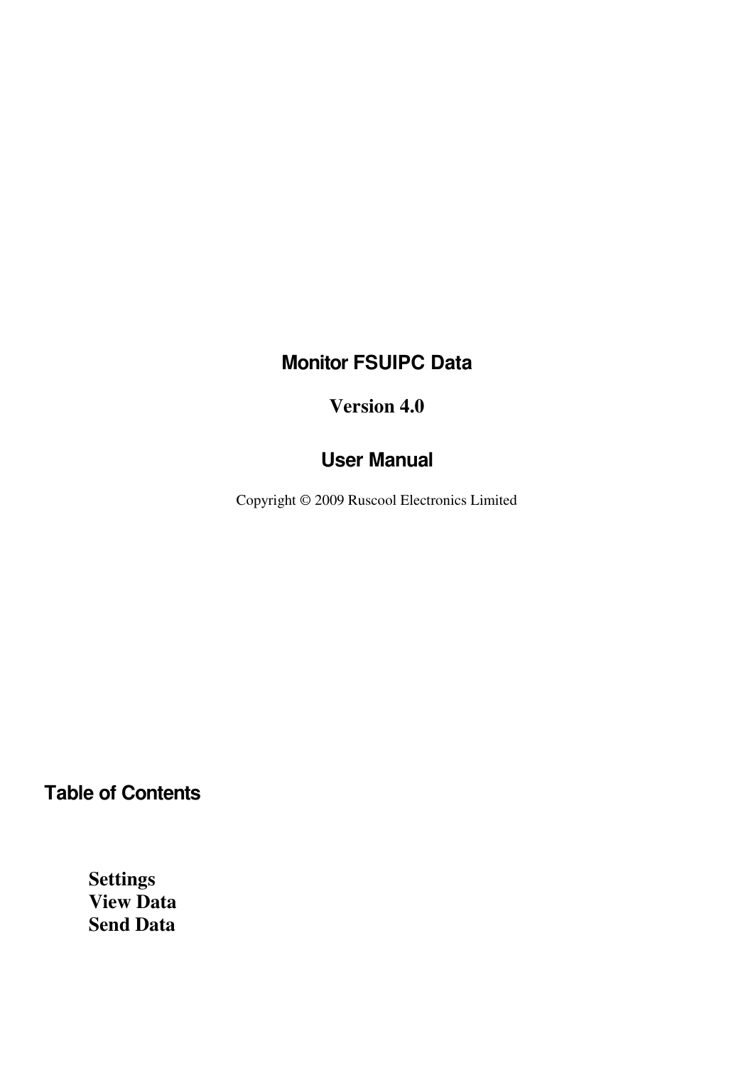# Monitor FSUIPC Data

**Version 4.0**

## User Manual

Copyright © 2009 Ruscool Electronics Limited

## Table of Contents

**Settings**
**View Data**
**Send Data**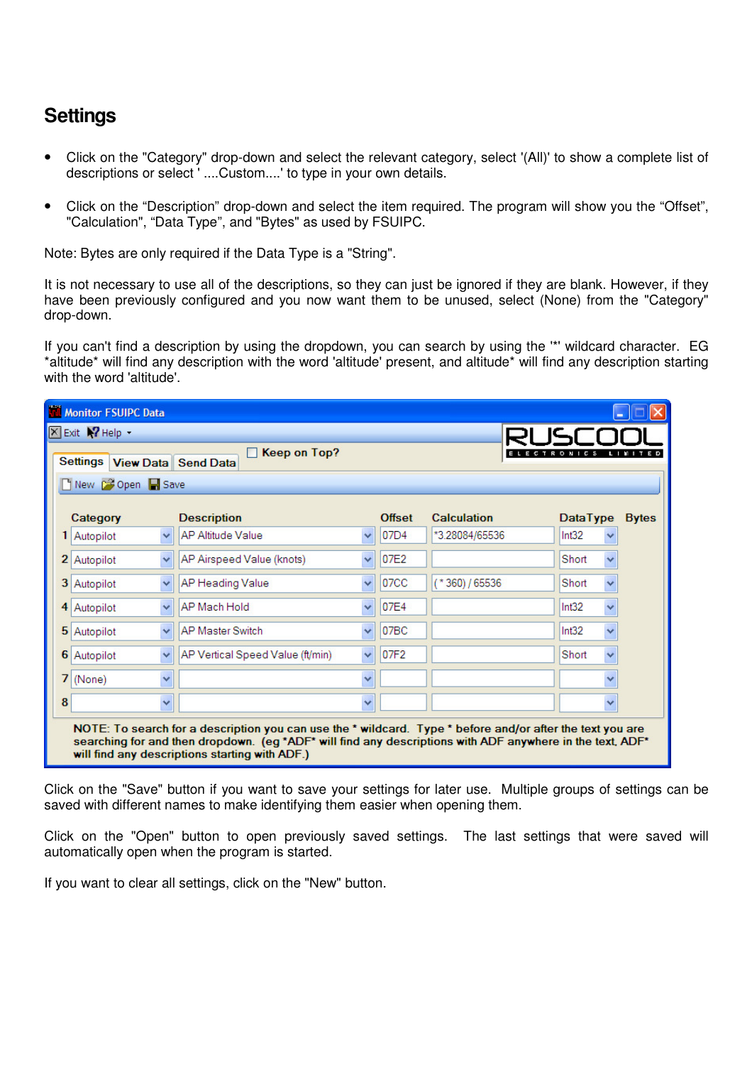## Settings

- Click on the "Category" drop-down and select the relevant category, select '(All)' to show a complete list of descriptions or select ' ....Custom....' to type in your own details.
- Click on the “Description” drop-down and select the item required. The program will show you the “Offset”, "Calculation", “Data Type”, and "Bytes" as used by FSUIPC.

Note: Bytes are only required if the Data Type is a "String".

It is not necessary to use all of the descriptions, so they can just be ignored if they are blank. However, if they have been previously configured and you now want them to be unused, select (None) from the "Category" drop-down.

If you can't find a description by using the dropdown, you can search by using the '*' wildcard character. EG *altitude* will find any description with the word 'altitude' present, and altitude* will find any description starting with the word 'altitude'.

Monitor FSUIPC Data

Exit | Help

Settings | View Data | Send Data | Keep on Top?

New | Open | Save

| | Category | Description | Offset | Calculation | DataType | Bytes |
|---|---|---|---|---|---|---|
| 1 | Autopilot | AP Altitude Value | 07D4 | *3.28084/65536 | Int32 | |
| 2 | Autopilot | AP Airspeed Value (knots) | 07E2 | | Short | |
| 3 | Autopilot | AP Heading Value | 07CC | (* 360) / 65536 | Short | |
| 4 | Autopilot | AP Mach Hold | 07E4 | | Int32 | |
| 5 | Autopilot | AP Master Switch | 07BC | | Int32 | |
| 6 | Autopilot | AP Vertical Speed Value (ft/min) | 07F2 | | Short | |
| 7 | (None) | | | | | |
| 8 | | | | | | |

NOTE: To search for a description you can use the * wildcard. Type * before and/or after the text you are searching for and then dropdown. (eg *ADF* will find any descriptions with ADF anywhere in the text, ADF* will find any descriptions starting with ADF.)

Click on the "Save" button if you want to save your settings for later use. Multiple groups of settings can be saved with different names to make identifying them easier when opening them.

Click on the "Open" button to open previously saved settings. The last settings that were saved will automatically open when the program is started.

If you want to clear all settings, click on the "New" button.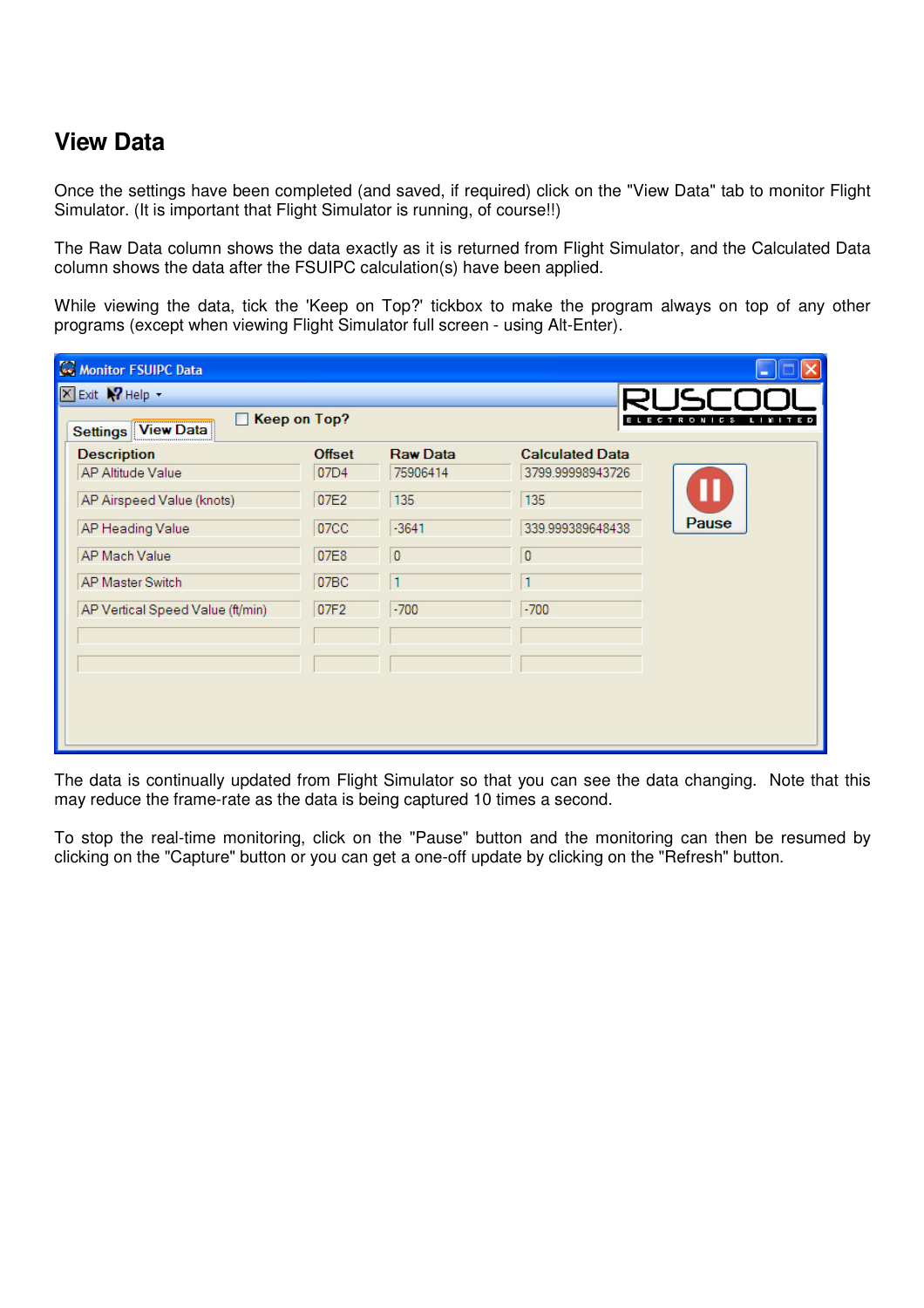# View Data

Once the settings have been completed (and saved, if required) click on the "View Data" tab to monitor Flight Simulator. (It is important that Flight Simulator is running, of course!!)

The Raw Data column shows the data exactly as it is returned from Flight Simulator, and the Calculated Data column shows the data after the FSUIPC calculation(s) have been applied.

While viewing the data, tick the 'Keep on Top?' tickbox to make the program always on top of any other programs (except when viewing Flight Simulator full screen - using Alt-Enter).

Monitor FSUIPC Data

Exit | Help | Settings | View Data | Keep on Top? | Pause

| Description | Offset | Raw Data | Calculated Data |
|---|---|---|---|
| AP Altitude Value | 07D4 | 75906414 | 3799.99998943726 |
| AP Airspeed Value (knots) | 07E2 | 135 | 135 |
| AP Heading Value | 07CC | -3641 | 339.999389648438 |
| AP Mach Value | 07E8 | 0 | 0 |
| AP Master Switch | 07BC | 1 | 1 |
| AP Vertical Speed Value (ft/min) | 07F2 | -700 | -700 |

The data is continually updated from Flight Simulator so that you can see the data changing. Note that this may reduce the frame-rate as the data is being captured 10 times a second.

To stop the real-time monitoring, click on the "Pause" button and the monitoring can then be resumed by clicking on the "Capture" button or you can get a one-off update by clicking on the "Refresh" button.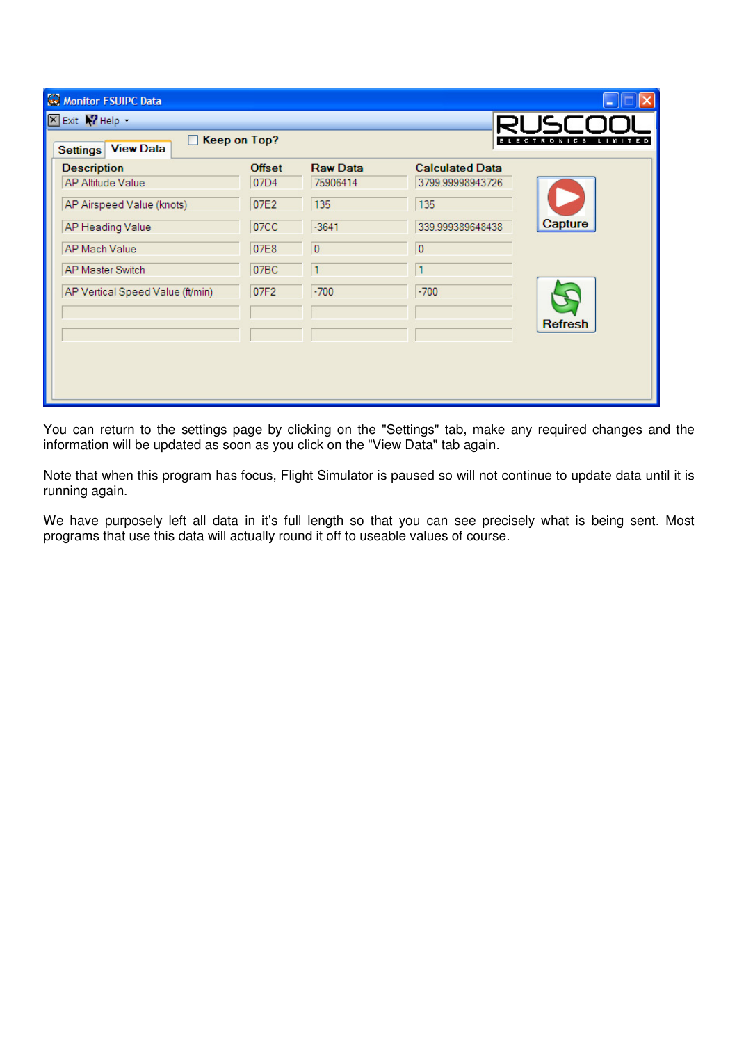**Monitor FSUIPC Data**

Exit | Help

Settings | View Data

Keep on Top?

| Description | Offset | Raw Data | Calculated Data |
|---|---|---|---|
| AP Altitude Value | 07D4 | 75906414 | 3799.99998943726 |
| AP Airspeed Value (knots) | 07E2 | 135 | 135 |
| AP Heading Value | 07CC | -3641 | 339.999389648438 |
| AP Mach Value | 07E8 | 0 | 0 |
| AP Master Switch | 07BC | 1 | 1 |
| AP Vertical Speed Value (ft/min) | 07F2 | -700 | -700 |

Capture

Refresh

You can return to the settings page by clicking on the "Settings" tab, make any required changes and the information will be updated as soon as you click on the "View Data" tab again.

Note that when this program has focus, Flight Simulator is paused so will not continue to update data until it is running again.

We have purposely left all data in it's full length so that you can see precisely what is being sent. Most programs that use this data will actually round it off to useable values of course.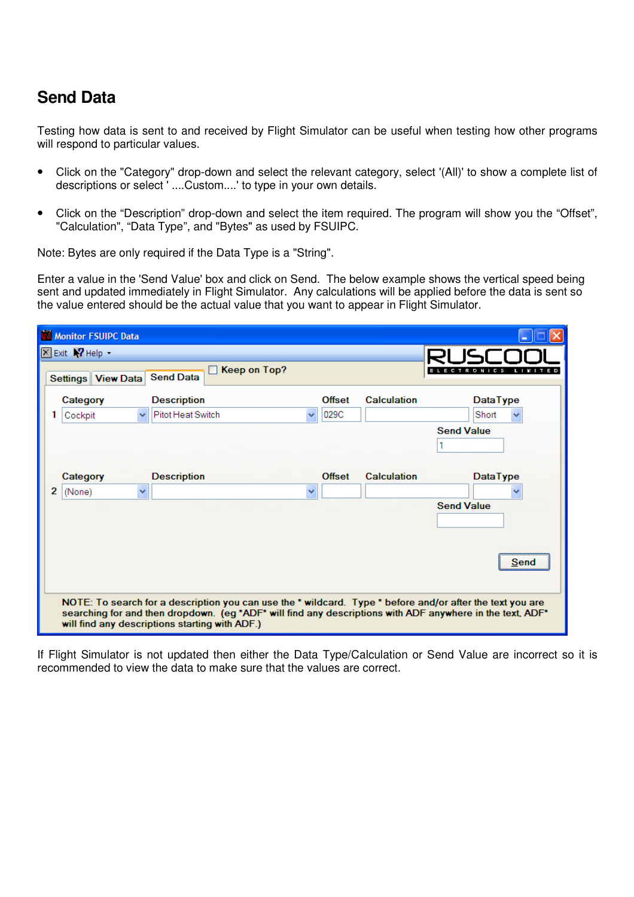## Send Data

Testing how data is sent to and received by Flight Simulator can be useful when testing how other programs will respond to particular values.

- Click on the "Category" drop-down and select the relevant category, select '(All)' to show a complete list of descriptions or select ' ....Custom....' to type in your own details.

- Click on the “Description” drop-down and select the item required. The program will show you the “Offset”, "Calculation", “Data Type”, and "Bytes" as used by FSUIPC.

Note: Bytes are only required if the Data Type is a "String".

Enter a value in the 'Send Value' box and click on Send. The below example shows the vertical speed being sent and updated immediately in Flight Simulator. Any calculations will be applied before the data is sent so the value entered should be the actual value that you want to appear in Flight Simulator.

If Flight Simulator is not updated then either the Data Type/Calculation or Send Value are incorrect so it is recommended to view the data to make sure that the values are correct.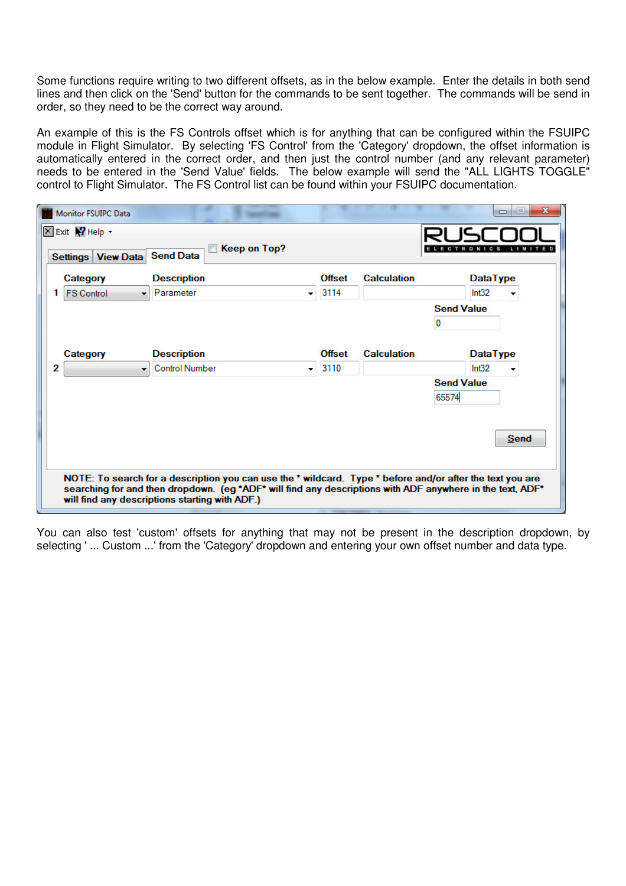Some functions require writing to two different offsets, as in the below example. Enter the details in both send lines and then click on the 'Send' button for the commands to be sent together. The commands will be send in order, so they need to be the correct way around.

An example of this is the FS Controls offset which is for anything that can be configured within the FSUIPC module in Flight Simulator. By selecting 'FS Control' from the 'Category' dropdown, the offset information is automatically entered in the correct order, and then just the control number (and any relevant parameter) needs to be entered in the 'Send Value' fields. The below example will send the "ALL LIGHTS TOGGLE" control to Flight Simulator. The FS Control list can be found within your FSUIPC documentation.

You can also test 'custom' offsets for anything that may not be present in the description dropdown, by selecting ' ... Custom ...' from the 'Category' dropdown and entering your own offset number and data type.